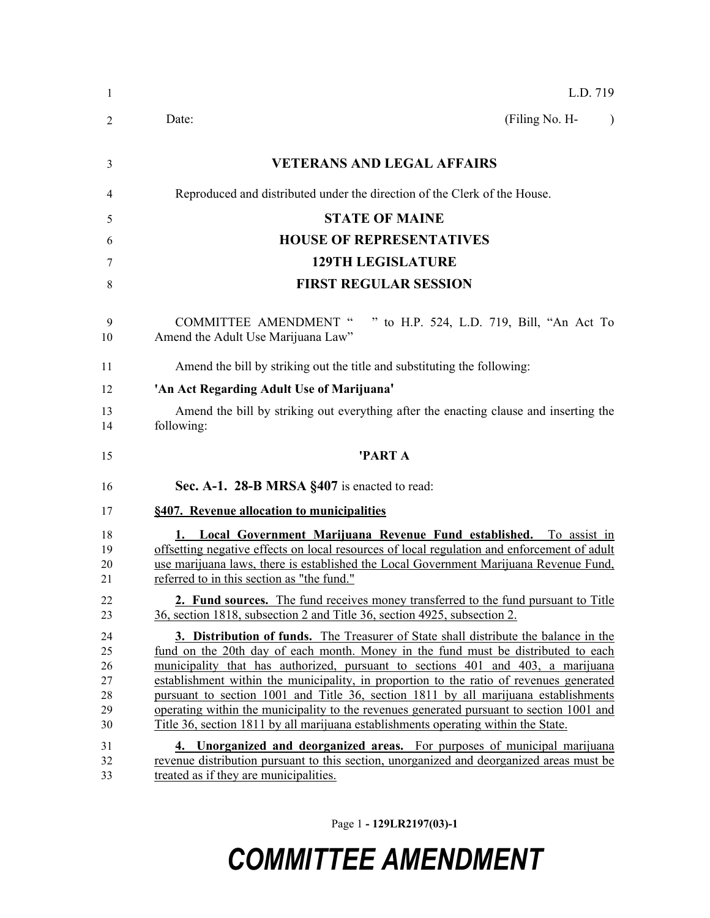L.D. 719

Date: (Filing No. H- )

**VETERANS AND LEGAL AFFAIRS**

Reproduced and distributed under the direction of the Clerk of the House.

**STATE OF MAINE**

**HOUSE OF REPRESENTATIVES**

**129TH LEGISLATURE**

**FIRST REGULAR SESSION**

COMMITTEE AMENDMENT " " to H.P. 524, L.D. 719, Bill, "An Act To Amend the Adult Use Marijuana Law"

Amend the bill by striking out the title and substituting the following:

**'An Act Regarding Adult Use of Marijuana'**

Amend the bill by striking out everything after the enacting clause and inserting the following:

**'PART A**

**Sec. A-1. 28-B MRSA §407** is enacted to read:

**§407. Revenue allocation to municipalities**

**1. Local Government Marijuana Revenue Fund established.** To assist in offsetting negative effects on local resources of local regulation and enforcement of adult use marijuana laws, there is established the Local Government Marijuana Revenue Fund, referred to in this section as "the fund."

**2. Fund sources.** The fund receives money transferred to the fund pursuant to Title 36, section 1818, subsection 2 and Title 36, section 4925, subsection 2.

**3. Distribution of funds.** The Treasurer of State shall distribute the balance in the fund on the 20th day of each month. Money in the fund must be distributed to each municipality that has authorized, pursuant to sections 401 and 403, a marijuana establishment within the municipality, in proportion to the ratio of revenues generated pursuant to section 1001 and Title 36, section 1811 by all marijuana establishments operating within the municipality to the revenues generated pursuant to section 1001 and Title 36, section 1811 by all marijuana establishments operating within the State.

**4. Unorganized and deorganized areas.** For purposes of municipal marijuana revenue distribution pursuant to this section, unorganized and deorganized areas must be treated as if they are municipalities.

**COMMITTEE AMENDMENT**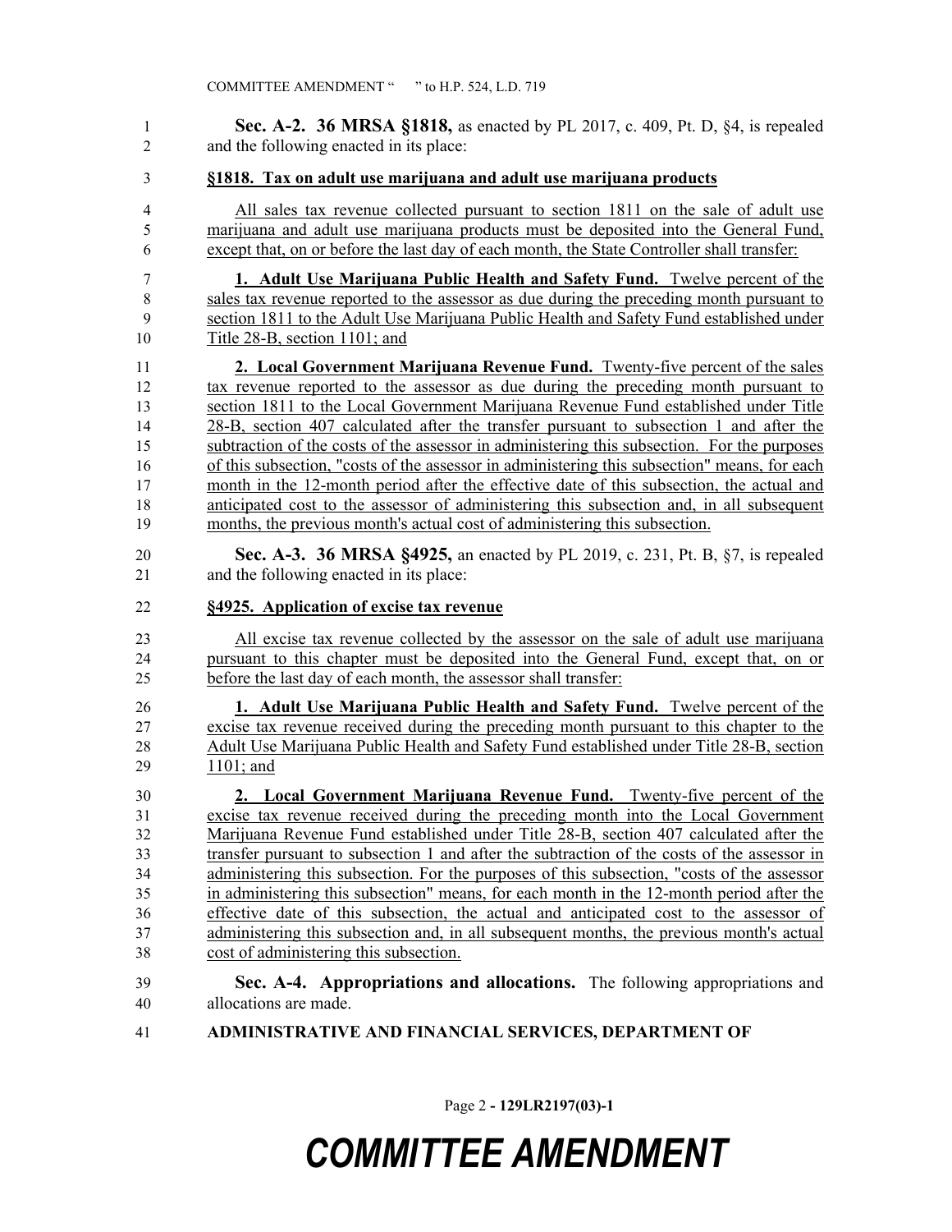**Sec. A-2. 36 MRSA §1818,** as enacted by PL 2017, c. 409, Pt. D, §4, is repealed and the following enacted in its place:

**§1818. Tax on adult use marijuana and adult use marijuana products**

All sales tax revenue collected pursuant to section 1811 on the sale of adult use marijuana and adult use marijuana products must be deposited into the General Fund, except that, on or before the last day of each month, the State Controller shall transfer:

**1. Adult Use Marijuana Public Health and Safety Fund.** Twelve percent of the sales tax revenue reported to the assessor as due during the preceding month pursuant to section 1811 to the Adult Use Marijuana Public Health and Safety Fund established under Title 28-B, section 1101; and

**2. Local Government Marijuana Revenue Fund.** Twenty-five percent of the sales tax revenue reported to the assessor as due during the preceding month pursuant to section 1811 to the Local Government Marijuana Revenue Fund established under Title 28-B, section 407 calculated after the transfer pursuant to subsection 1 and after the subtraction of the costs of the assessor in administering this subsection. For the purposes of this subsection, "costs of the assessor in administering this subsection" means, for each month in the 12-month period after the effective date of this subsection, the actual and anticipated cost to the assessor of administering this subsection and, in all subsequent months, the previous month's actual cost of administering this subsection.

**Sec. A-3. 36 MRSA §4925,** an enacted by PL 2019, c. 231, Pt. B, §7, is repealed and the following enacted in its place:

**§4925. Application of excise tax revenue**

All excise tax revenue collected by the assessor on the sale of adult use marijuana pursuant to this chapter must be deposited into the General Fund, except that, on or before the last day of each month, the assessor shall transfer:

**1. Adult Use Marijuana Public Health and Safety Fund.** Twelve percent of the excise tax revenue received during the preceding month pursuant to this chapter to the Adult Use Marijuana Public Health and Safety Fund established under Title 28-B, section 1101; and

**2. Local Government Marijuana Revenue Fund.** Twenty-five percent of the excise tax revenue received during the preceding month into the Local Government Marijuana Revenue Fund established under Title 28-B, section 407 calculated after the transfer pursuant to subsection 1 and after the subtraction of the costs of the assessor in administering this subsection. For the purposes of this subsection, "costs of the assessor in administering this subsection" means, for each month in the 12-month period after the effective date of this subsection, the actual and anticipated cost to the assessor of administering this subsection and, in all subsequent months, the previous month's actual cost of administering this subsection.

**Sec. A-4. Appropriations and allocations.** The following appropriations and allocations are made.

**ADMINISTRATIVE AND FINANCIAL SERVICES, DEPARTMENT OF**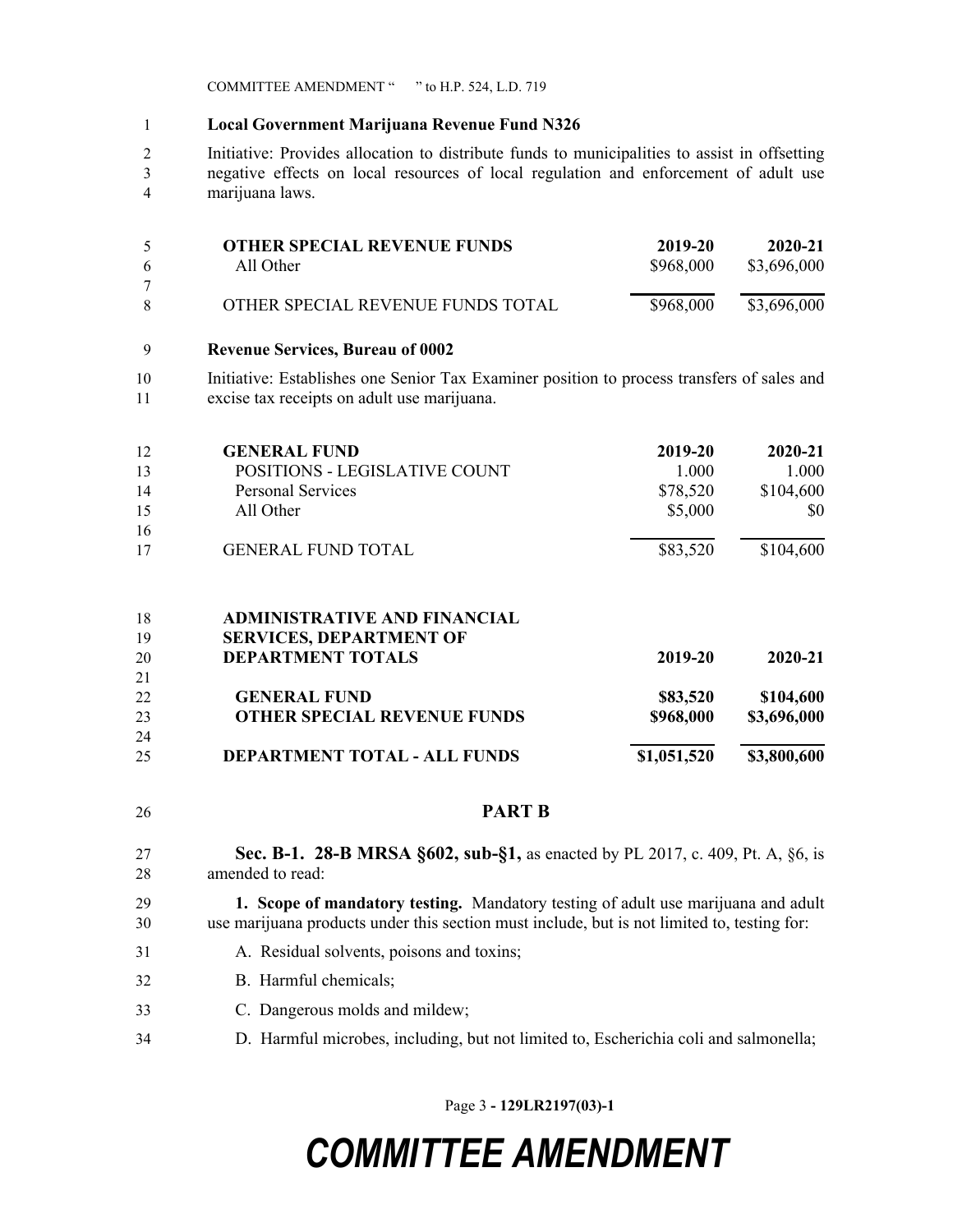**Local Government Marijuana Revenue Fund N326**

Initiative: Provides allocation to distribute funds to municipalities to assist in offsetting negative effects on local resources of local regulation and enforcement of adult use marijuana laws.

| OTHER SPECIAL REVENUE FUNDS | 2019-20 | 2020-21 |
|---|---|---|
| All Other | $968,000 | $3,696,000 |
| OTHER SPECIAL REVENUE FUNDS TOTAL | $968,000 | $3,696,000 |

**Revenue Services, Bureau of 0002**

Initiative: Establishes one Senior Tax Examiner position to process transfers of sales and excise tax receipts on adult use marijuana.

| GENERAL FUND | 2019-20 | 2020-21 |
|---|---|---|
| POSITIONS - LEGISLATIVE COUNT | 1.000 | 1.000 |
| Personal Services | $78,520 | $104,600 |
| All Other | $5,000 | $0 |
| GENERAL FUND TOTAL | $83,520 | $104,600 |

| ADMINISTRATIVE AND FINANCIAL SERVICES, DEPARTMENT OF DEPARTMENT TOTALS | 2019-20 | 2020-21 |
|---|---|---|
| **GENERAL FUND** | **$83,520** | **$104,600** |
| **OTHER SPECIAL REVENUE FUNDS** | **$968,000** | **$3,696,000** |
| **DEPARTMENT TOTAL - ALL FUNDS** | **$1,051,520** | **$3,800,600** |

## PART B

**Sec. B-1. 28-B MRSA §602, sub-§1,** as enacted by PL 2017, c. 409, Pt. A, §6, is amended to read:

**1. Scope of mandatory testing.** Mandatory testing of adult use marijuana and adult use marijuana products under this section must include, but is not limited to, testing for:

A. Residual solvents, poisons and toxins;

B. Harmful chemicals;

C. Dangerous molds and mildew;

D. Harmful microbes, including, but not limited to, Escherichia coli and salmonella;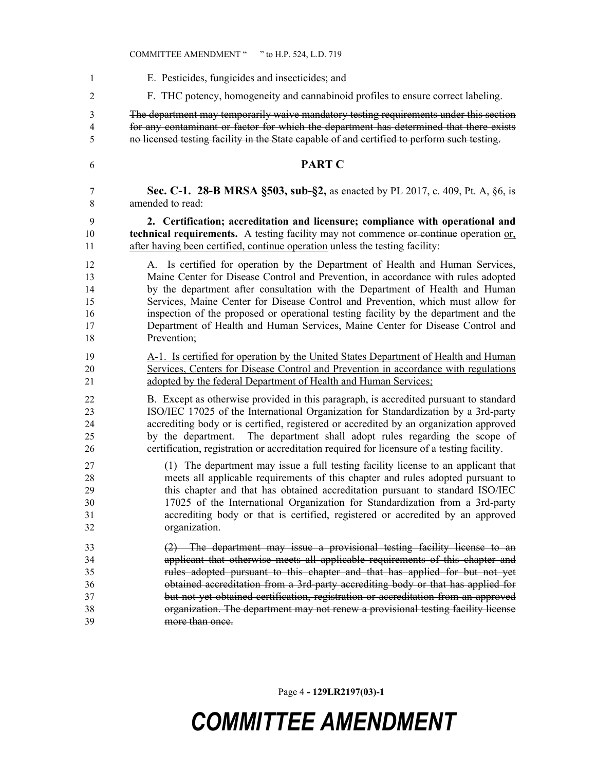E. Pesticides, fungicides and insecticides; and

F. THC potency, homogeneity and cannabinoid profiles to ensure correct labeling.

~~The department may temporarily waive mandatory testing requirements under this section for any contaminant or factor for which the department has determined that there exists no licensed testing facility in the State capable of and certified to perform such testing.~~

## PART C

**Sec. C-1. 28-B MRSA §503, sub-§2,** as enacted by PL 2017, c. 409, Pt. A, §6, is amended to read:

**2. Certification; accreditation and licensure; compliance with operational and technical requirements.** A testing facility may not commence ~~or continue~~ operation <u>or, after having been certified, continue operation</u> unless the testing facility:

A. Is certified for operation by the Department of Health and Human Services, Maine Center for Disease Control and Prevention, in accordance with rules adopted by the department after consultation with the Department of Health and Human Services, Maine Center for Disease Control and Prevention, which must allow for inspection of the proposed or operational testing facility by the department and the Department of Health and Human Services, Maine Center for Disease Control and Prevention;

<u>A-1. Is certified for operation by the United States Department of Health and Human Services, Centers for Disease Control and Prevention in accordance with regulations adopted by the federal Department of Health and Human Services;</u>

B. Except as otherwise provided in this paragraph, is accredited pursuant to standard ISO/IEC 17025 of the International Organization for Standardization by a 3rd-party accrediting body or is certified, registered or accredited by an organization approved by the department. The department shall adopt rules regarding the scope of certification, registration or accreditation required for licensure of a testing facility.

(1) The department may issue a full testing facility license to an applicant that meets all applicable requirements of this chapter and rules adopted pursuant to this chapter and that has obtained accreditation pursuant to standard ISO/IEC 17025 of the International Organization for Standardization from a 3rd-party accrediting body or that is certified, registered or accredited by an approved organization.

~~(2) The department may issue a provisional testing facility license to an applicant that otherwise meets all applicable requirements of this chapter and rules adopted pursuant to this chapter and that has applied for but not yet obtained accreditation from a 3rd-party accrediting body or that has applied for but not yet obtained certification, registration or accreditation from an approved organization. The department may not renew a provisional testing facility license more than once.~~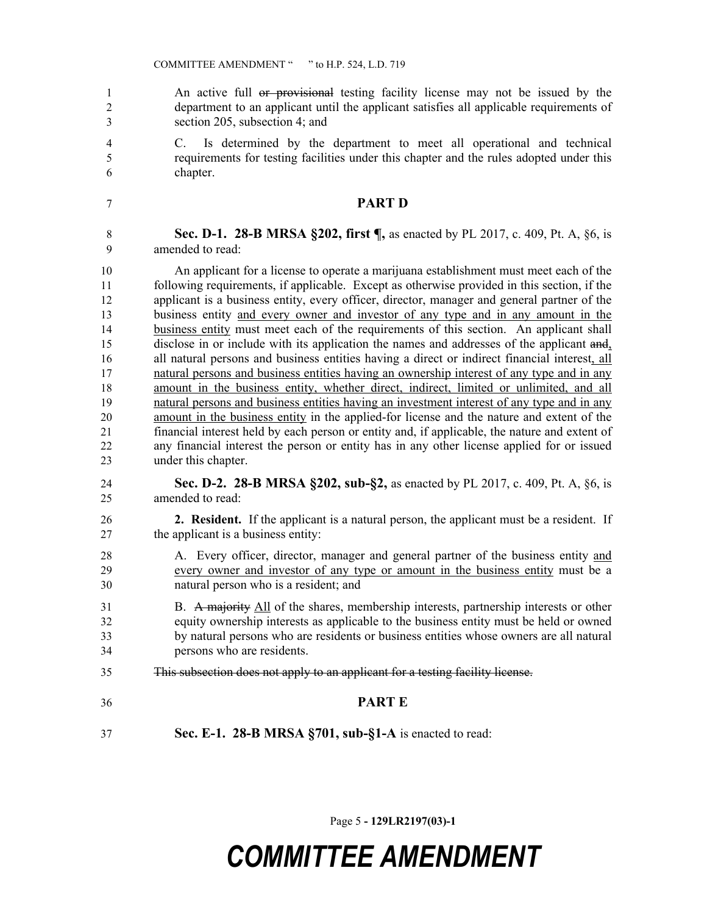An active full ~~or provisional~~ testing facility license may not be issued by the department to an applicant until the applicant satisfies all applicable requirements of section 205, subsection 4; and

C. Is determined by the department to meet all operational and technical requirements for testing facilities under this chapter and the rules adopted under this chapter.

## PART D

**Sec. D-1. 28-B MRSA §202, first ¶,** as enacted by PL 2017, c. 409, Pt. A, §6, is amended to read:

An applicant for a license to operate a marijuana establishment must meet each of the following requirements, if applicable. Except as otherwise provided in this section, if the applicant is a business entity, every officer, director, manager and general partner of the business entity <u>and every owner and investor of any type and in any amount in the business entity</u> must meet each of the requirements of this section. An applicant shall disclose in or include with its application the names and addresses of the applicant ~~and~~<u>,</u> all natural persons and business entities having a direct or indirect financial interest<u>, all natural persons and business entities having an ownership interest of any type and in any amount in the business entity, whether direct, indirect, limited or unlimited, and all natural persons and business entities having an investment interest of any type and in any amount in the business entity</u> in the applied-for license and the nature and extent of the financial interest held by each person or entity and, if applicable, the nature and extent of any financial interest the person or entity has in any other license applied for or issued under this chapter.

**Sec. D-2. 28-B MRSA §202, sub-§2,** as enacted by PL 2017, c. 409, Pt. A, §6, is amended to read:

**2. Resident.** If the applicant is a natural person, the applicant must be a resident. If the applicant is a business entity:

A. Every officer, director, manager and general partner of the business entity <u>and every owner and investor of any type or amount in the business entity</u> must be a natural person who is a resident; and

B. ~~A majority~~ <u>All</u> of the shares, membership interests, partnership interests or other equity ownership interests as applicable to the business entity must be held or owned by natural persons who are residents or business entities whose owners are all natural persons who are residents.

~~This subsection does not apply to an applicant for a testing facility license.~~

## PART E

**Sec. E-1. 28-B MRSA §701, sub-§1-A** is enacted to read: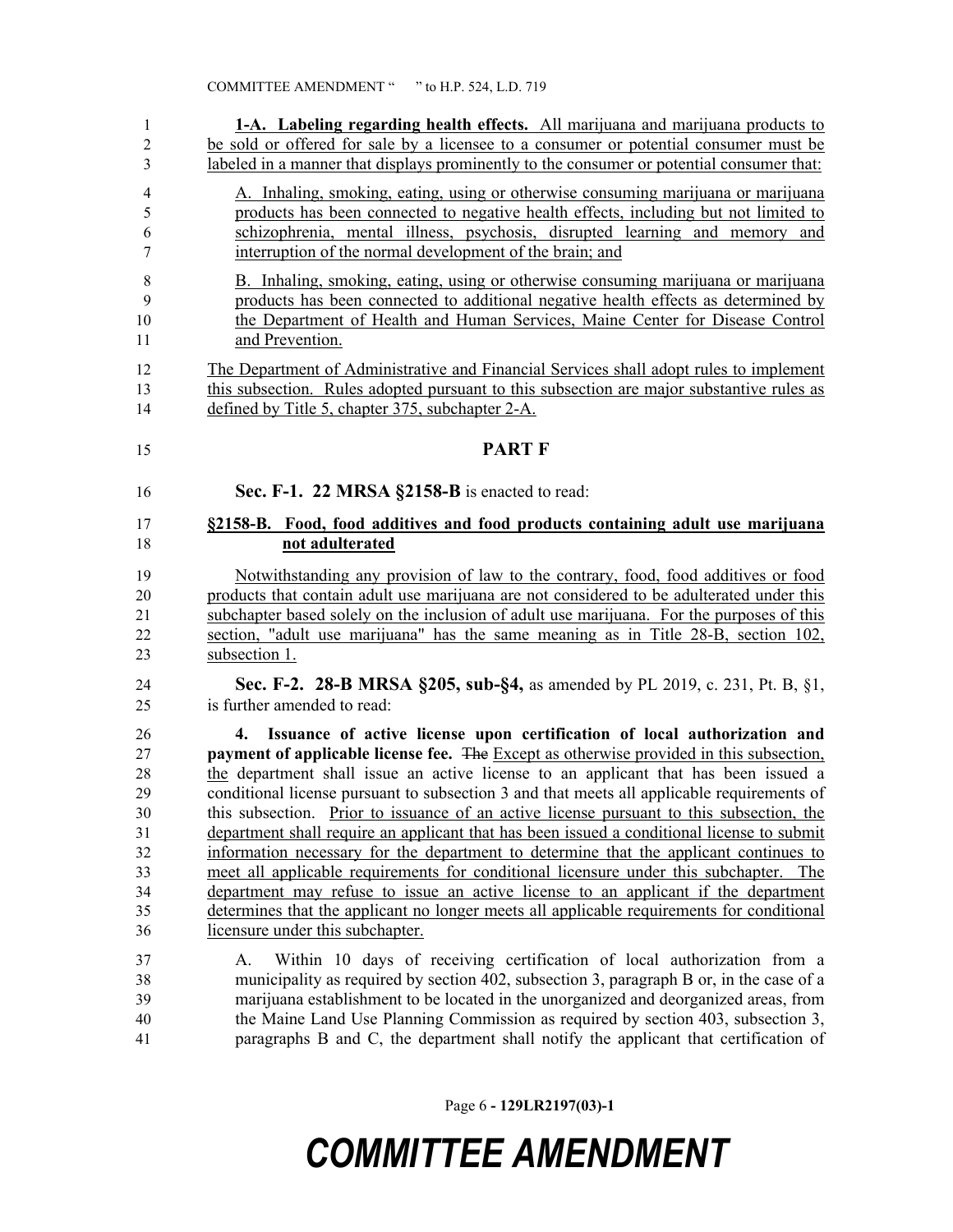**1-A. Labeling regarding health effects.** All marijuana and marijuana products to be sold or offered for sale by a licensee to a consumer or potential consumer must be labeled in a manner that displays prominently to the consumer or potential consumer that:

A. Inhaling, smoking, eating, using or otherwise consuming marijuana or marijuana products has been connected to negative health effects, including but not limited to schizophrenia, mental illness, psychosis, disrupted learning and memory and interruption of the normal development of the brain; and

B. Inhaling, smoking, eating, using or otherwise consuming marijuana or marijuana products has been connected to additional negative health effects as determined by the Department of Health and Human Services, Maine Center for Disease Control and Prevention.

The Department of Administrative and Financial Services shall adopt rules to implement this subsection. Rules adopted pursuant to this subsection are major substantive rules as defined by Title 5, chapter 375, subchapter 2-A.

## PART F

**Sec. F-1. 22 MRSA §2158-B** is enacted to read:

**§2158-B. Food, food additives and food products containing adult use marijuana not adulterated**

Notwithstanding any provision of law to the contrary, food, food additives or food products that contain adult use marijuana are not considered to be adulterated under this subchapter based solely on the inclusion of adult use marijuana. For the purposes of this section, "adult use marijuana" has the same meaning as in Title 28-B, section 102, subsection 1.

**Sec. F-2. 28-B MRSA §205, sub-§4,** as amended by PL 2019, c. 231, Pt. B, §1, is further amended to read:

**4. Issuance of active license upon certification of local authorization and payment of applicable license fee.** ~~The~~ Except as otherwise provided in this subsection, the department shall issue an active license to an applicant that has been issued a conditional license pursuant to subsection 3 and that meets all applicable requirements of this subsection. Prior to issuance of an active license pursuant to this subsection, the department shall require an applicant that has been issued a conditional license to submit information necessary for the department to determine that the applicant continues to meet all applicable requirements for conditional licensure under this subchapter. The department may refuse to issue an active license to an applicant if the department determines that the applicant no longer meets all applicable requirements for conditional licensure under this subchapter.

A. Within 10 days of receiving certification of local authorization from a municipality as required by section 402, subsection 3, paragraph B or, in the case of a marijuana establishment to be located in the unorganized and deorganized areas, from the Maine Land Use Planning Commission as required by section 403, subsection 3, paragraphs B and C, the department shall notify the applicant that certification of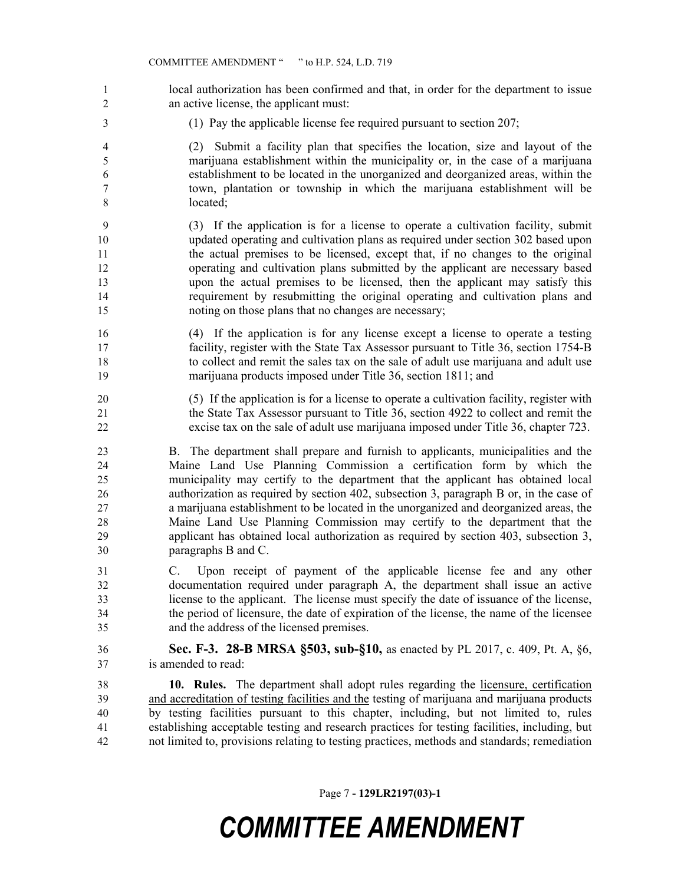local authorization has been confirmed and that, in order for the department to issue an active license, the applicant must:

(1) Pay the applicable license fee required pursuant to section 207;

(2) Submit a facility plan that specifies the location, size and layout of the marijuana establishment within the municipality or, in the case of a marijuana establishment to be located in the unorganized and deorganized areas, within the town, plantation or township in which the marijuana establishment will be located;

(3) If the application is for a license to operate a cultivation facility, submit updated operating and cultivation plans as required under section 302 based upon the actual premises to be licensed, except that, if no changes to the original operating and cultivation plans submitted by the applicant are necessary based upon the actual premises to be licensed, then the applicant may satisfy this requirement by resubmitting the original operating and cultivation plans and noting on those plans that no changes are necessary;

(4) If the application is for any license except a license to operate a testing facility, register with the State Tax Assessor pursuant to Title 36, section 1754-B to collect and remit the sales tax on the sale of adult use marijuana and adult use marijuana products imposed under Title 36, section 1811; and

(5) If the application is for a license to operate a cultivation facility, register with the State Tax Assessor pursuant to Title 36, section 4922 to collect and remit the excise tax on the sale of adult use marijuana imposed under Title 36, chapter 723.

B. The department shall prepare and furnish to applicants, municipalities and the Maine Land Use Planning Commission a certification form by which the municipality may certify to the department that the applicant has obtained local authorization as required by section 402, subsection 3, paragraph B or, in the case of a marijuana establishment to be located in the unorganized and deorganized areas, the Maine Land Use Planning Commission may certify to the department that the applicant has obtained local authorization as required by section 403, subsection 3, paragraphs B and C.

C. Upon receipt of payment of the applicable license fee and any other documentation required under paragraph A, the department shall issue an active license to the applicant. The license must specify the date of issuance of the license, the period of licensure, the date of expiration of the license, the name of the licensee and the address of the licensed premises.

**Sec. F-3. 28-B MRSA §503, sub-§10,** as enacted by PL 2017, c. 409, Pt. A, §6, is amended to read:

**10. Rules.** The department shall adopt rules regarding the licensure, certification and accreditation of testing facilities and the testing of marijuana and marijuana products by testing facilities pursuant to this chapter, including, but not limited to, rules establishing acceptable testing and research practices for testing facilities, including, but not limited to, provisions relating to testing practices, methods and standards; remediation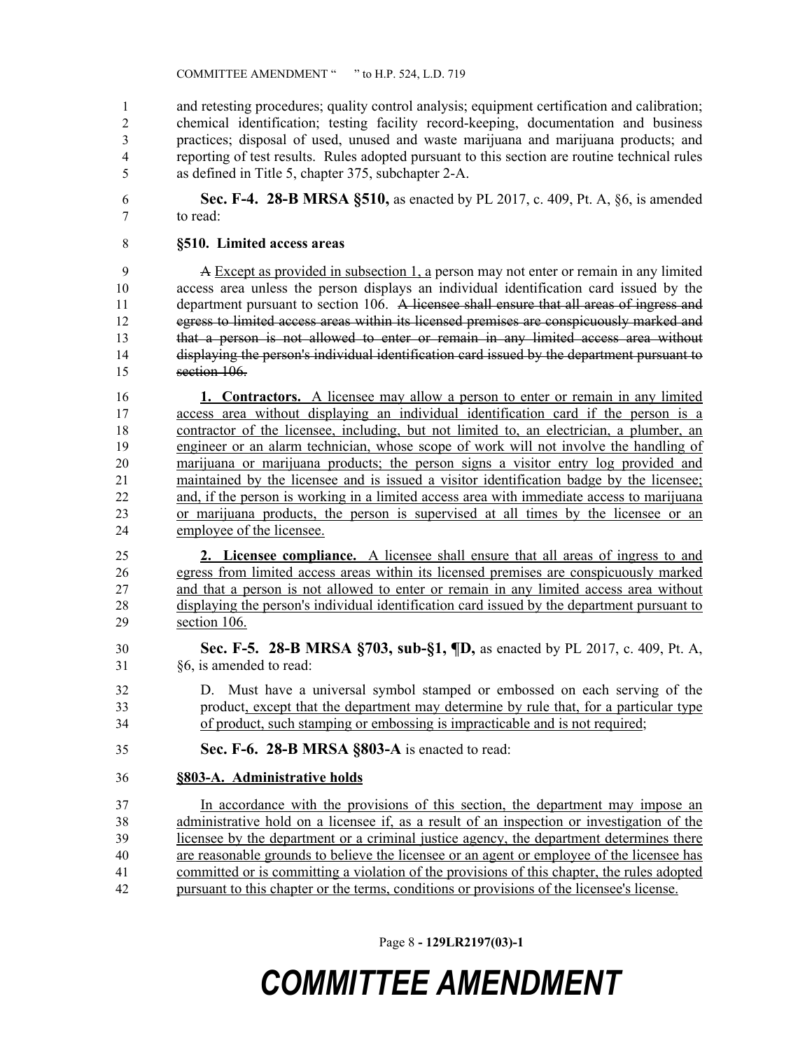and retesting procedures; quality control analysis; equipment certification and calibration; chemical identification; testing facility record-keeping, documentation and business practices; disposal of used, unused and waste marijuana and marijuana products; and reporting of test results. Rules adopted pursuant to this section are routine technical rules as defined in Title 5, chapter 375, subchapter 2-A.

**Sec. F-4. 28-B MRSA §510,** as enacted by PL 2017, c. 409, Pt. A, §6, is amended to read:

**§510. Limited access areas**

~~A~~ Except as provided in subsection 1, a person may not enter or remain in any limited access area unless the person displays an individual identification card issued by the department pursuant to section 106. ~~A licensee shall ensure that all areas of ingress and egress to limited access areas within its licensed premises are conspicuously marked and that a person is not allowed to enter or remain in any limited access area without displaying the person's individual identification card issued by the department pursuant to section 106.~~

**1. Contractors.** A licensee may allow a person to enter or remain in any limited access area without displaying an individual identification card if the person is a contractor of the licensee, including, but not limited to, an electrician, a plumber, an engineer or an alarm technician, whose scope of work will not involve the handling of marijuana or marijuana products; the person signs a visitor entry log provided and maintained by the licensee and is issued a visitor identification badge by the licensee; and, if the person is working in a limited access area with immediate access to marijuana or marijuana products, the person is supervised at all times by the licensee or an employee of the licensee.

**2. Licensee compliance.** A licensee shall ensure that all areas of ingress to and egress from limited access areas within its licensed premises are conspicuously marked and that a person is not allowed to enter or remain in any limited access area without displaying the person's individual identification card issued by the department pursuant to section 106.

**Sec. F-5. 28-B MRSA §703, sub-§1, ¶D,** as enacted by PL 2017, c. 409, Pt. A, §6, is amended to read:

D. Must have a universal symbol stamped or embossed on each serving of the product, except that the department may determine by rule that, for a particular type of product, such stamping or embossing is impracticable and is not required;

**Sec. F-6. 28-B MRSA §803-A** is enacted to read:

**§803-A. Administrative holds**

In accordance with the provisions of this section, the department may impose an administrative hold on a licensee if, as a result of an inspection or investigation of the licensee by the department or a criminal justice agency, the department determines there are reasonable grounds to believe the licensee or an agent or employee of the licensee has committed or is committing a violation of the provisions of this chapter, the rules adopted pursuant to this chapter or the terms, conditions or provisions of the licensee's license.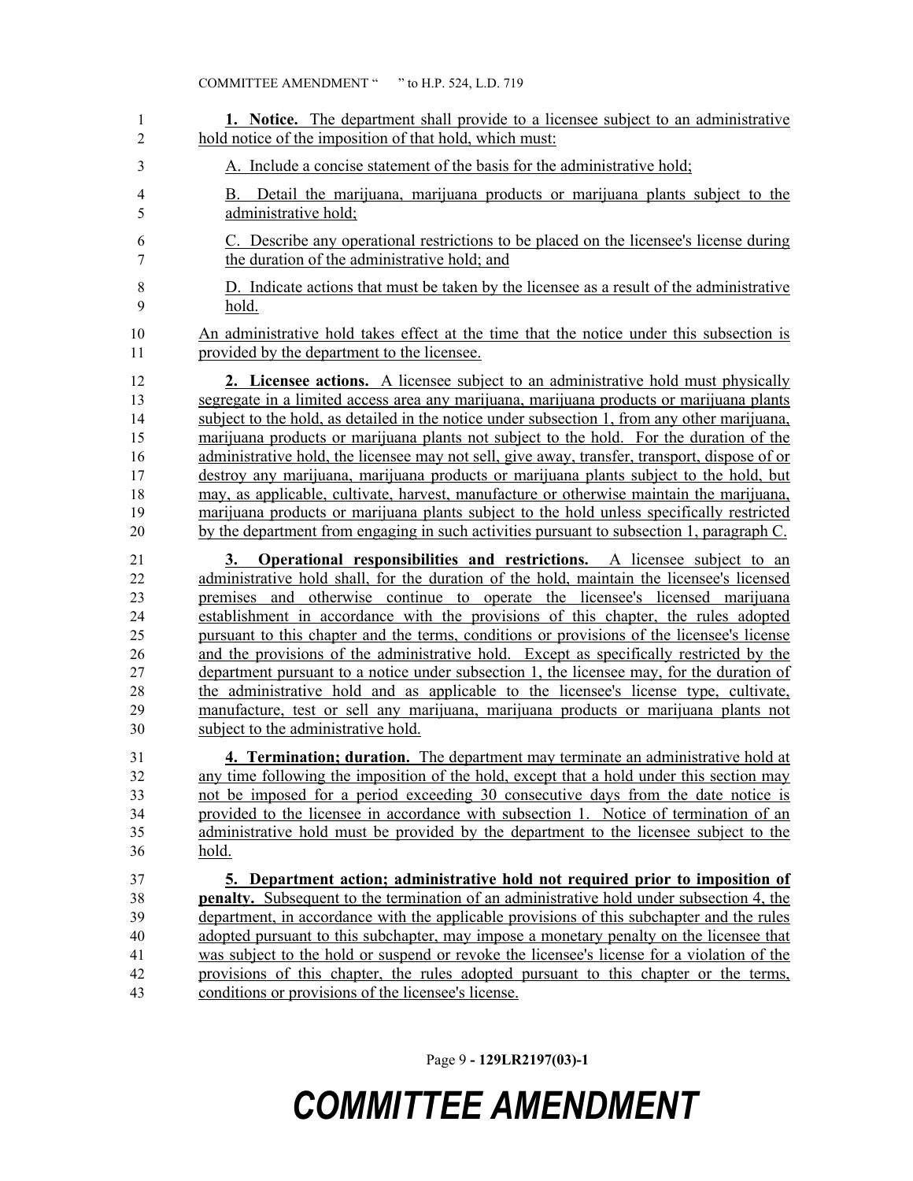**1. Notice.** The department shall provide to a licensee subject to an administrative hold notice of the imposition of that hold, which must:

A. Include a concise statement of the basis for the administrative hold;

B. Detail the marijuana, marijuana products or marijuana plants subject to the administrative hold;

C. Describe any operational restrictions to be placed on the licensee's license during the duration of the administrative hold; and

D. Indicate actions that must be taken by the licensee as a result of the administrative hold.

An administrative hold takes effect at the time that the notice under this subsection is provided by the department to the licensee.

**2. Licensee actions.** A licensee subject to an administrative hold must physically segregate in a limited access area any marijuana, marijuana products or marijuana plants subject to the hold, as detailed in the notice under subsection 1, from any other marijuana, marijuana products or marijuana plants not subject to the hold. For the duration of the administrative hold, the licensee may not sell, give away, transfer, transport, dispose of or destroy any marijuana, marijuana products or marijuana plants subject to the hold, but may, as applicable, cultivate, harvest, manufacture or otherwise maintain the marijuana, marijuana products or marijuana plants subject to the hold unless specifically restricted by the department from engaging in such activities pursuant to subsection 1, paragraph C.

**3. Operational responsibilities and restrictions.** A licensee subject to an administrative hold shall, for the duration of the hold, maintain the licensee's licensed premises and otherwise continue to operate the licensee's licensed marijuana establishment in accordance with the provisions of this chapter, the rules adopted pursuant to this chapter and the terms, conditions or provisions of the licensee's license and the provisions of the administrative hold. Except as specifically restricted by the department pursuant to a notice under subsection 1, the licensee may, for the duration of the administrative hold and as applicable to the licensee's license type, cultivate, manufacture, test or sell any marijuana, marijuana products or marijuana plants not subject to the administrative hold.

**4. Termination; duration.** The department may terminate an administrative hold at any time following the imposition of the hold, except that a hold under this section may not be imposed for a period exceeding 30 consecutive days from the date notice is provided to the licensee in accordance with subsection 1. Notice of termination of an administrative hold must be provided by the department to the licensee subject to the hold.

**5. Department action; administrative hold not required prior to imposition of penalty.** Subsequent to the termination of an administrative hold under subsection 4, the department, in accordance with the applicable provisions of this subchapter and the rules adopted pursuant to this subchapter, may impose a monetary penalty on the licensee that was subject to the hold or suspend or revoke the licensee's license for a violation of the provisions of this chapter, the rules adopted pursuant to this chapter or the terms, conditions or provisions of the licensee's license.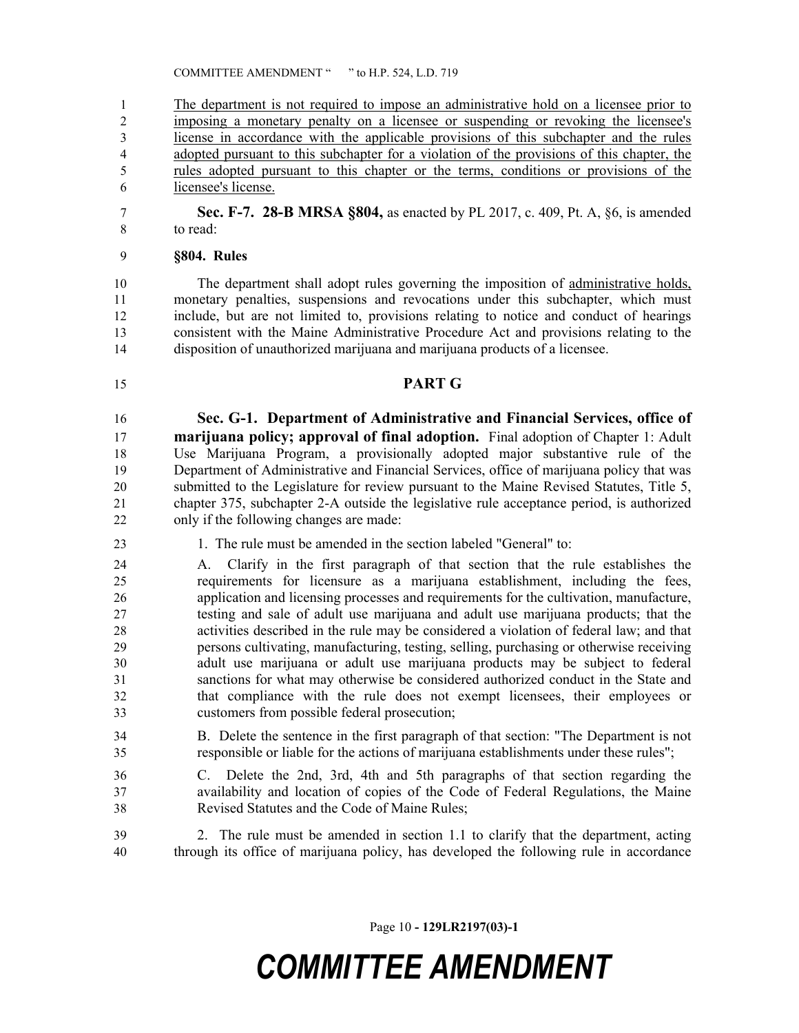The department is not required to impose an administrative hold on a licensee prior to imposing a monetary penalty on a licensee or suspending or revoking the licensee's license in accordance with the applicable provisions of this subchapter and the rules adopted pursuant to this subchapter for a violation of the provisions of this chapter, the rules adopted pursuant to this chapter or the terms, conditions or provisions of the licensee's license.

**Sec. F-7. 28-B MRSA §804,** as enacted by PL 2017, c. 409, Pt. A, §6, is amended to read:

**§804. Rules**

The department shall adopt rules governing the imposition of administrative holds, monetary penalties, suspensions and revocations under this subchapter, which must include, but are not limited to, provisions relating to notice and conduct of hearings consistent with the Maine Administrative Procedure Act and provisions relating to the disposition of unauthorized marijuana and marijuana products of a licensee.

## PART G

**Sec. G-1. Department of Administrative and Financial Services, office of marijuana policy; approval of final adoption.** Final adoption of Chapter 1: Adult Use Marijuana Program, a provisionally adopted major substantive rule of the Department of Administrative and Financial Services, office of marijuana policy that was submitted to the Legislature for review pursuant to the Maine Revised Statutes, Title 5, chapter 375, subchapter 2-A outside the legislative rule acceptance period, is authorized only if the following changes are made:

1. The rule must be amended in the section labeled "General" to:

A. Clarify in the first paragraph of that section that the rule establishes the requirements for licensure as a marijuana establishment, including the fees, application and licensing processes and requirements for the cultivation, manufacture, testing and sale of adult use marijuana and adult use marijuana products; that the activities described in the rule may be considered a violation of federal law; and that persons cultivating, manufacturing, testing, selling, purchasing or otherwise receiving adult use marijuana or adult use marijuana products may be subject to federal sanctions for what may otherwise be considered authorized conduct in the State and that compliance with the rule does not exempt licensees, their employees or customers from possible federal prosecution;

B. Delete the sentence in the first paragraph of that section: "The Department is not responsible or liable for the actions of marijuana establishments under these rules";

C. Delete the 2nd, 3rd, 4th and 5th paragraphs of that section regarding the availability and location of copies of the Code of Federal Regulations, the Maine Revised Statutes and the Code of Maine Rules;

2. The rule must be amended in section 1.1 to clarify that the department, acting through its office of marijuana policy, has developed the following rule in accordance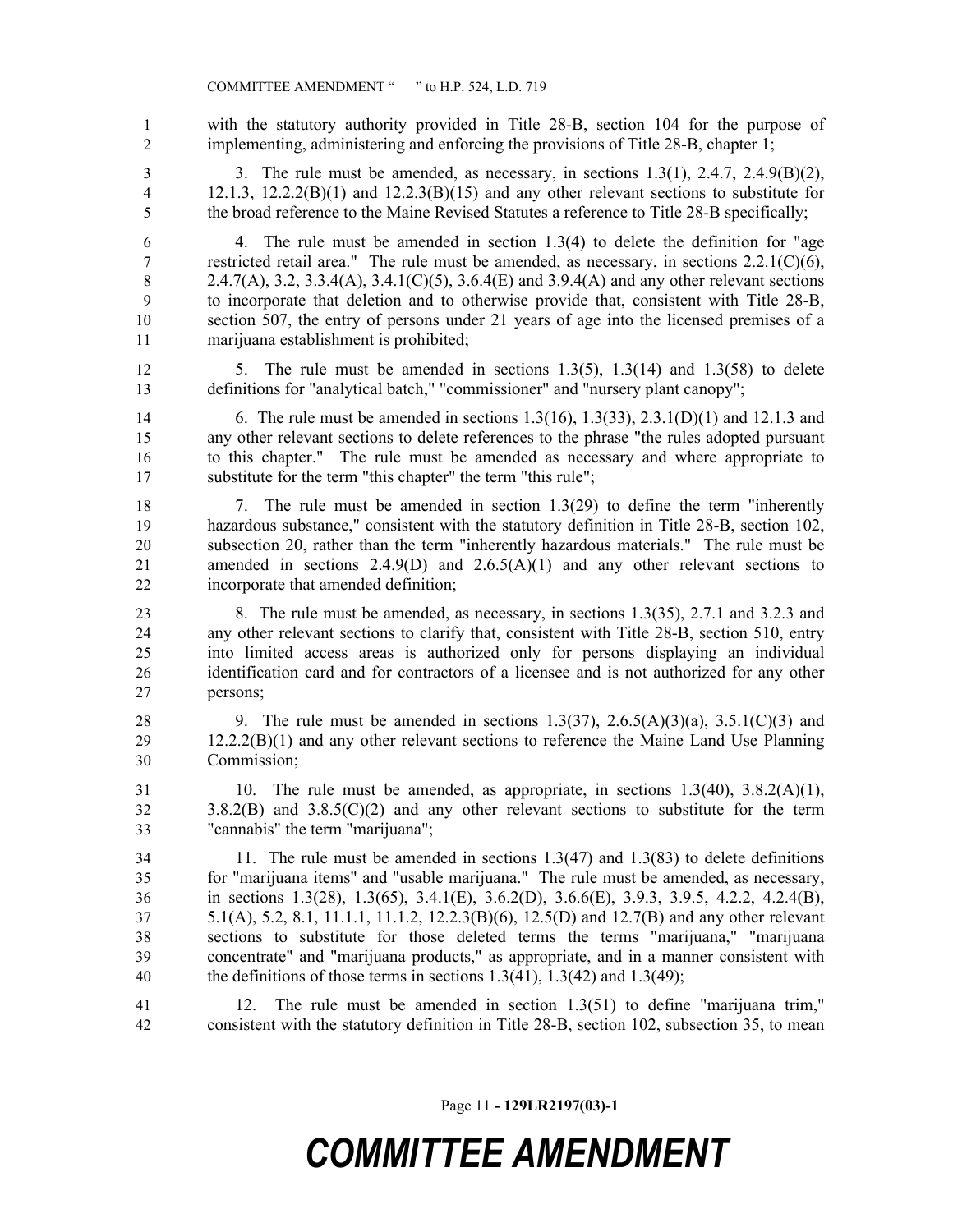with the statutory authority provided in Title 28-B, section 104 for the purpose of implementing, administering and enforcing the provisions of Title 28-B, chapter 1;

3. The rule must be amended, as necessary, in sections 1.3(1), 2.4.7, 2.4.9(B)(2), 12.1.3, 12.2.2(B)(1) and 12.2.3(B)(15) and any other relevant sections to substitute for the broad reference to the Maine Revised Statutes a reference to Title 28-B specifically;

4. The rule must be amended in section 1.3(4) to delete the definition for "age restricted retail area." The rule must be amended, as necessary, in sections 2.2.1(C)(6), 2.4.7(A), 3.2, 3.3.4(A), 3.4.1(C)(5), 3.6.4(E) and 3.9.4(A) and any other relevant sections to incorporate that deletion and to otherwise provide that, consistent with Title 28-B, section 507, the entry of persons under 21 years of age into the licensed premises of a marijuana establishment is prohibited;

5. The rule must be amended in sections 1.3(5), 1.3(14) and 1.3(58) to delete definitions for "analytical batch," "commissioner" and "nursery plant canopy";

6. The rule must be amended in sections 1.3(16), 1.3(33), 2.3.1(D)(1) and 12.1.3 and any other relevant sections to delete references to the phrase "the rules adopted pursuant to this chapter." The rule must be amended as necessary and where appropriate to substitute for the term "this chapter" the term "this rule";

7. The rule must be amended in section 1.3(29) to define the term "inherently hazardous substance," consistent with the statutory definition in Title 28-B, section 102, subsection 20, rather than the term "inherently hazardous materials." The rule must be amended in sections 2.4.9(D) and 2.6.5(A)(1) and any other relevant sections to incorporate that amended definition;

8. The rule must be amended, as necessary, in sections 1.3(35), 2.7.1 and 3.2.3 and any other relevant sections to clarify that, consistent with Title 28-B, section 510, entry into limited access areas is authorized only for persons displaying an individual identification card and for contractors of a licensee and is not authorized for any other persons;

9. The rule must be amended in sections 1.3(37), 2.6.5(A)(3)(a), 3.5.1(C)(3) and 12.2.2(B)(1) and any other relevant sections to reference the Maine Land Use Planning Commission;

10. The rule must be amended, as appropriate, in sections 1.3(40), 3.8.2(A)(1), 3.8.2(B) and 3.8.5(C)(2) and any other relevant sections to substitute for the term "cannabis" the term "marijuana";

11. The rule must be amended in sections 1.3(47) and 1.3(83) to delete definitions for "marijuana items" and "usable marijuana." The rule must be amended, as necessary, in sections 1.3(28), 1.3(65), 3.4.1(E), 3.6.2(D), 3.6.6(E), 3.9.3, 3.9.5, 4.2.2, 4.2.4(B), 5.1(A), 5.2, 8.1, 11.1.1, 11.1.2, 12.2.3(B)(6), 12.5(D) and 12.7(B) and any other relevant sections to substitute for those deleted terms the terms "marijuana," "marijuana concentrate" and "marijuana products," as appropriate, and in a manner consistent with the definitions of those terms in sections 1.3(41), 1.3(42) and 1.3(49);

12. The rule must be amended in section 1.3(51) to define "marijuana trim," consistent with the statutory definition in Title 28-B, section 102, subsection 35, to mean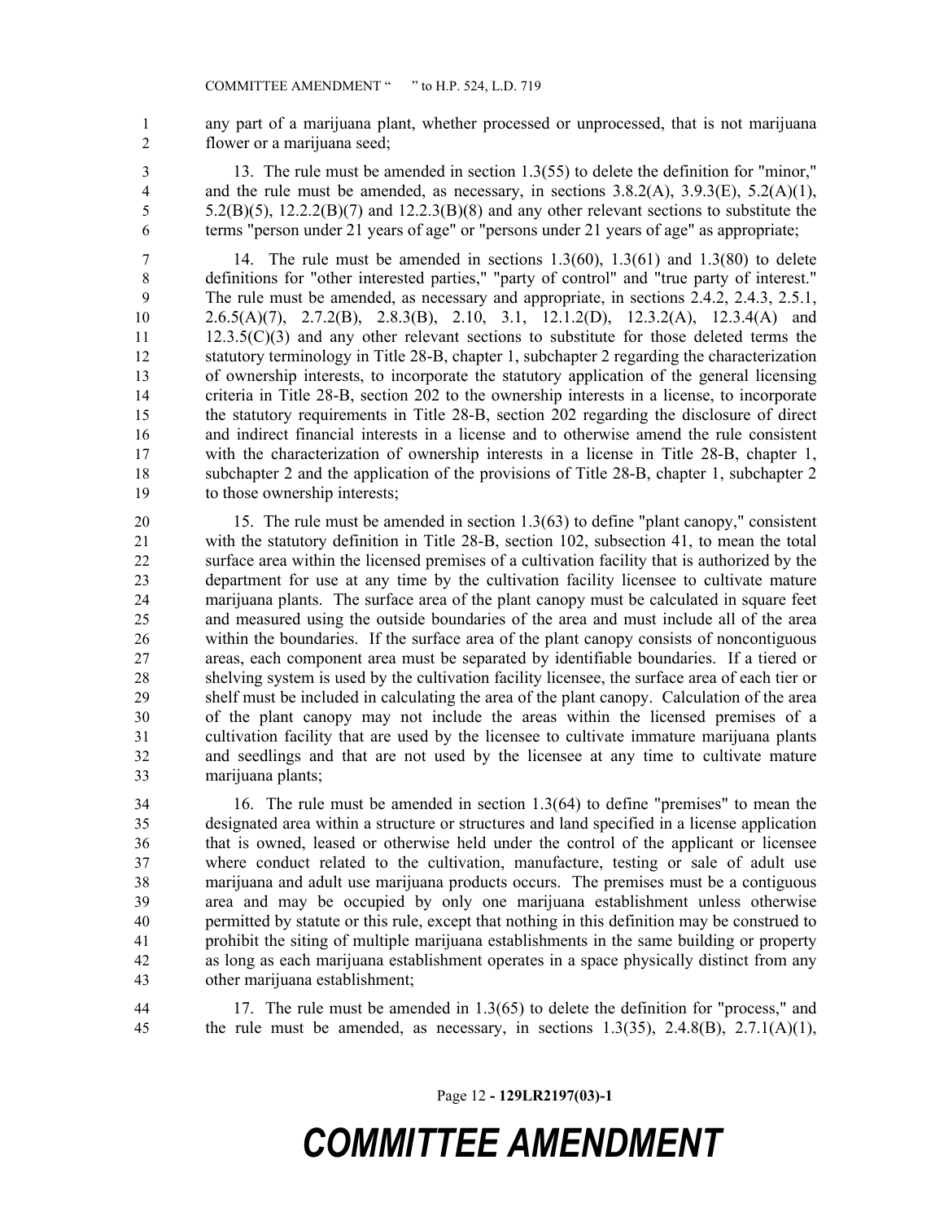any part of a marijuana plant, whether processed or unprocessed, that is not marijuana flower or a marijuana seed;

13. The rule must be amended in section 1.3(55) to delete the definition for "minor," and the rule must be amended, as necessary, in sections 3.8.2(A), 3.9.3(E), 5.2(A)(1), 5.2(B)(5), 12.2.2(B)(7) and 12.2.3(B)(8) and any other relevant sections to substitute the terms "person under 21 years of age" or "persons under 21 years of age" as appropriate;

14. The rule must be amended in sections 1.3(60), 1.3(61) and 1.3(80) to delete definitions for "other interested parties," "party of control" and "true party of interest." The rule must be amended, as necessary and appropriate, in sections 2.4.2, 2.4.3, 2.5.1, 2.6.5(A)(7), 2.7.2(B), 2.8.3(B), 2.10, 3.1, 12.1.2(D), 12.3.2(A), 12.3.4(A) and 12.3.5(C)(3) and any other relevant sections to substitute for those deleted terms the statutory terminology in Title 28-B, chapter 1, subchapter 2 regarding the characterization of ownership interests, to incorporate the statutory application of the general licensing criteria in Title 28-B, section 202 to the ownership interests in a license, to incorporate the statutory requirements in Title 28-B, section 202 regarding the disclosure of direct and indirect financial interests in a license and to otherwise amend the rule consistent with the characterization of ownership interests in a license in Title 28-B, chapter 1, subchapter 2 and the application of the provisions of Title 28-B, chapter 1, subchapter 2 to those ownership interests;

15. The rule must be amended in section 1.3(63) to define "plant canopy," consistent with the statutory definition in Title 28-B, section 102, subsection 41, to mean the total surface area within the licensed premises of a cultivation facility that is authorized by the department for use at any time by the cultivation facility licensee to cultivate mature marijuana plants. The surface area of the plant canopy must be calculated in square feet and measured using the outside boundaries of the area and must include all of the area within the boundaries. If the surface area of the plant canopy consists of noncontiguous areas, each component area must be separated by identifiable boundaries. If a tiered or shelving system is used by the cultivation facility licensee, the surface area of each tier or shelf must be included in calculating the area of the plant canopy. Calculation of the area of the plant canopy may not include the areas within the licensed premises of a cultivation facility that are used by the licensee to cultivate immature marijuana plants and seedlings and that are not used by the licensee at any time to cultivate mature marijuana plants;

16. The rule must be amended in section 1.3(64) to define "premises" to mean the designated area within a structure or structures and land specified in a license application that is owned, leased or otherwise held under the control of the applicant or licensee where conduct related to the cultivation, manufacture, testing or sale of adult use marijuana and adult use marijuana products occurs. The premises must be a contiguous area and may be occupied by only one marijuana establishment unless otherwise permitted by statute or this rule, except that nothing in this definition may be construed to prohibit the siting of multiple marijuana establishments in the same building or property as long as each marijuana establishment operates in a space physically distinct from any other marijuana establishment;

17. The rule must be amended in 1.3(65) to delete the definition for "process," and the rule must be amended, as necessary, in sections 1.3(35), 2.4.8(B), 2.7.1(A)(1),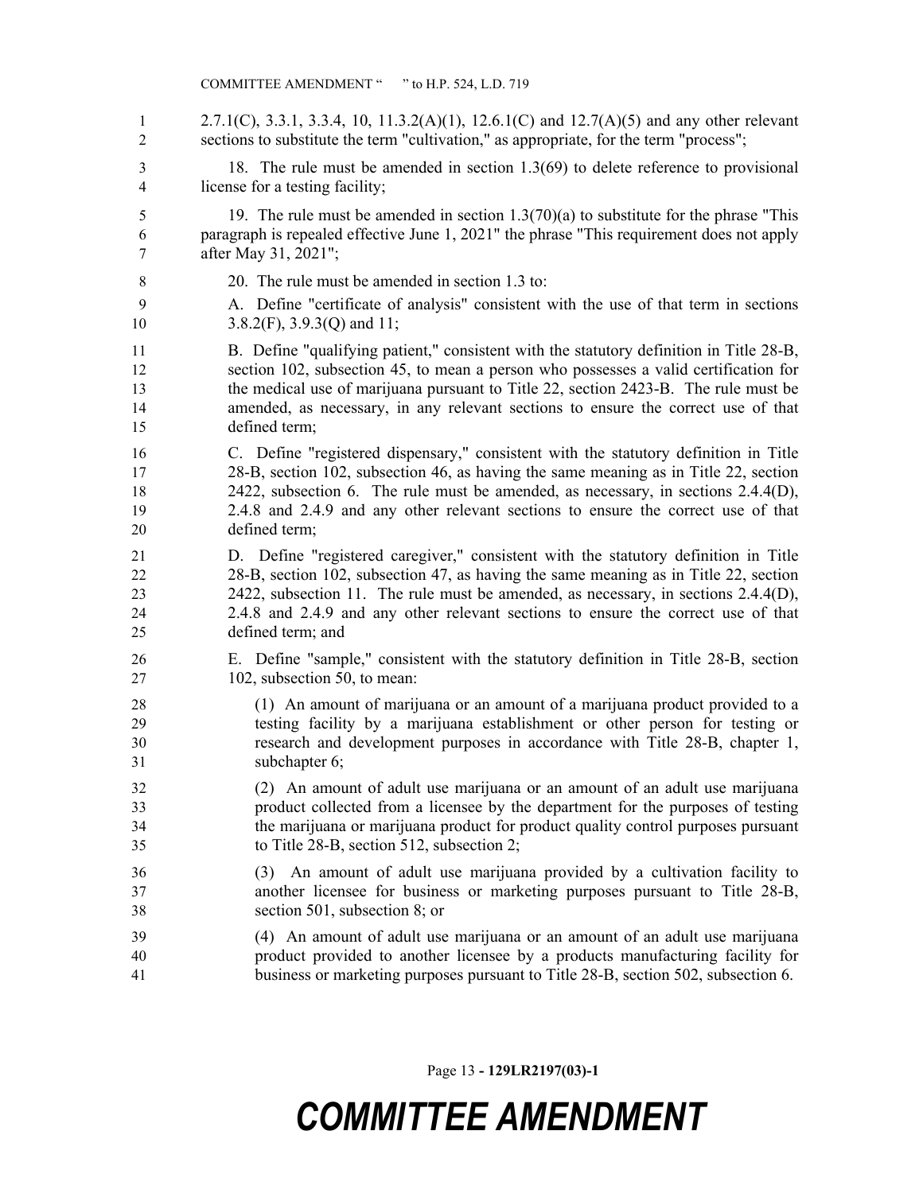2.7.1(C), 3.3.1, 3.3.4, 10, 11.3.2(A)(1), 12.6.1(C) and 12.7(A)(5) and any other relevant sections to substitute the term "cultivation," as appropriate, for the term "process";

18. The rule must be amended in section 1.3(69) to delete reference to provisional license for a testing facility;

19. The rule must be amended in section 1.3(70)(a) to substitute for the phrase "This paragraph is repealed effective June 1, 2021" the phrase "This requirement does not apply after May 31, 2021";

20. The rule must be amended in section 1.3 to:

A. Define "certificate of analysis" consistent with the use of that term in sections 3.8.2(F), 3.9.3(Q) and 11;

B. Define "qualifying patient," consistent with the statutory definition in Title 28-B, section 102, subsection 45, to mean a person who possesses a valid certification for the medical use of marijuana pursuant to Title 22, section 2423-B. The rule must be amended, as necessary, in any relevant sections to ensure the correct use of that defined term;

C. Define "registered dispensary," consistent with the statutory definition in Title 28-B, section 102, subsection 46, as having the same meaning as in Title 22, section 2422, subsection 6. The rule must be amended, as necessary, in sections 2.4.4(D), 2.4.8 and 2.4.9 and any other relevant sections to ensure the correct use of that defined term;

D. Define "registered caregiver," consistent with the statutory definition in Title 28-B, section 102, subsection 47, as having the same meaning as in Title 22, section 2422, subsection 11. The rule must be amended, as necessary, in sections 2.4.4(D), 2.4.8 and 2.4.9 and any other relevant sections to ensure the correct use of that defined term; and

E. Define "sample," consistent with the statutory definition in Title 28-B, section 102, subsection 50, to mean:

(1) An amount of marijuana or an amount of a marijuana product provided to a testing facility by a marijuana establishment or other person for testing or research and development purposes in accordance with Title 28-B, chapter 1, subchapter 6;

(2) An amount of adult use marijuana or an amount of an adult use marijuana product collected from a licensee by the department for the purposes of testing the marijuana or marijuana product for product quality control purposes pursuant to Title 28-B, section 512, subsection 2;

(3) An amount of adult use marijuana provided by a cultivation facility to another licensee for business or marketing purposes pursuant to Title 28-B, section 501, subsection 8; or

(4) An amount of adult use marijuana or an amount of an adult use marijuana product provided to another licensee by a products manufacturing facility for business or marketing purposes pursuant to Title 28-B, section 502, subsection 6.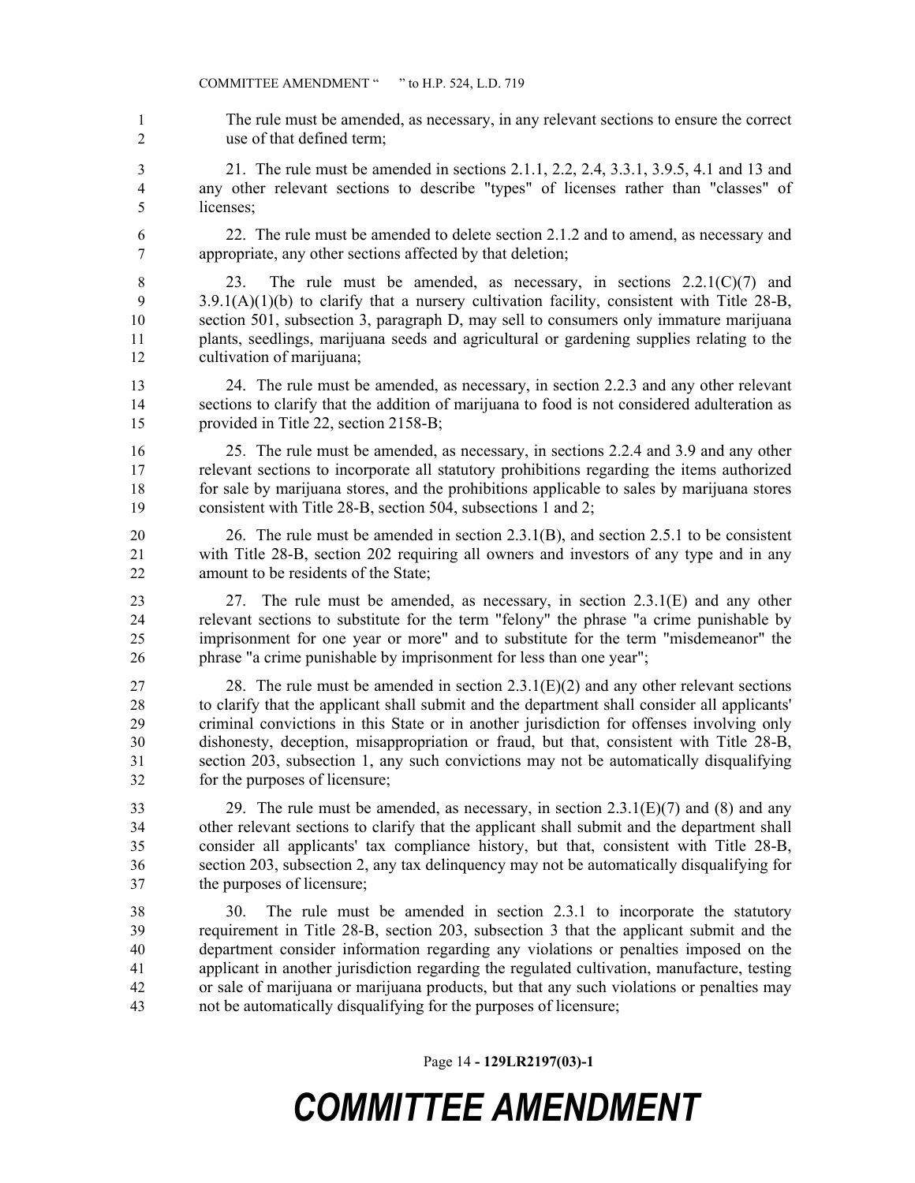The rule must be amended, as necessary, in any relevant sections to ensure the correct use of that defined term;

21. The rule must be amended in sections 2.1.1, 2.2, 2.4, 3.3.1, 3.9.5, 4.1 and 13 and any other relevant sections to describe "types" of licenses rather than "classes" of licenses;

22. The rule must be amended to delete section 2.1.2 and to amend, as necessary and appropriate, any other sections affected by that deletion;

23. The rule must be amended, as necessary, in sections 2.2.1(C)(7) and 3.9.1(A)(1)(b) to clarify that a nursery cultivation facility, consistent with Title 28-B, section 501, subsection 3, paragraph D, may sell to consumers only immature marijuana plants, seedlings, marijuana seeds and agricultural or gardening supplies relating to the cultivation of marijuana;

24. The rule must be amended, as necessary, in section 2.2.3 and any other relevant sections to clarify that the addition of marijuana to food is not considered adulteration as provided in Title 22, section 2158-B;

25. The rule must be amended, as necessary, in sections 2.2.4 and 3.9 and any other relevant sections to incorporate all statutory prohibitions regarding the items authorized for sale by marijuana stores, and the prohibitions applicable to sales by marijuana stores consistent with Title 28-B, section 504, subsections 1 and 2;

26. The rule must be amended in section 2.3.1(B), and section 2.5.1 to be consistent with Title 28-B, section 202 requiring all owners and investors of any type and in any amount to be residents of the State;

27. The rule must be amended, as necessary, in section 2.3.1(E) and any other relevant sections to substitute for the term "felony" the phrase "a crime punishable by imprisonment for one year or more" and to substitute for the term "misdemeanor" the phrase "a crime punishable by imprisonment for less than one year";

28. The rule must be amended in section 2.3.1(E)(2) and any other relevant sections to clarify that the applicant shall submit and the department shall consider all applicants' criminal convictions in this State or in another jurisdiction for offenses involving only dishonesty, deception, misappropriation or fraud, but that, consistent with Title 28-B, section 203, subsection 1, any such convictions may not be automatically disqualifying for the purposes of licensure;

29. The rule must be amended, as necessary, in section 2.3.1(E)(7) and (8) and any other relevant sections to clarify that the applicant shall submit and the department shall consider all applicants' tax compliance history, but that, consistent with Title 28-B, section 203, subsection 2, any tax delinquency may not be automatically disqualifying for the purposes of licensure;

30. The rule must be amended in section 2.3.1 to incorporate the statutory requirement in Title 28-B, section 203, subsection 3 that the applicant submit and the department consider information regarding any violations or penalties imposed on the applicant in another jurisdiction regarding the regulated cultivation, manufacture, testing or sale of marijuana or marijuana products, but that any such violations or penalties may not be automatically disqualifying for the purposes of licensure;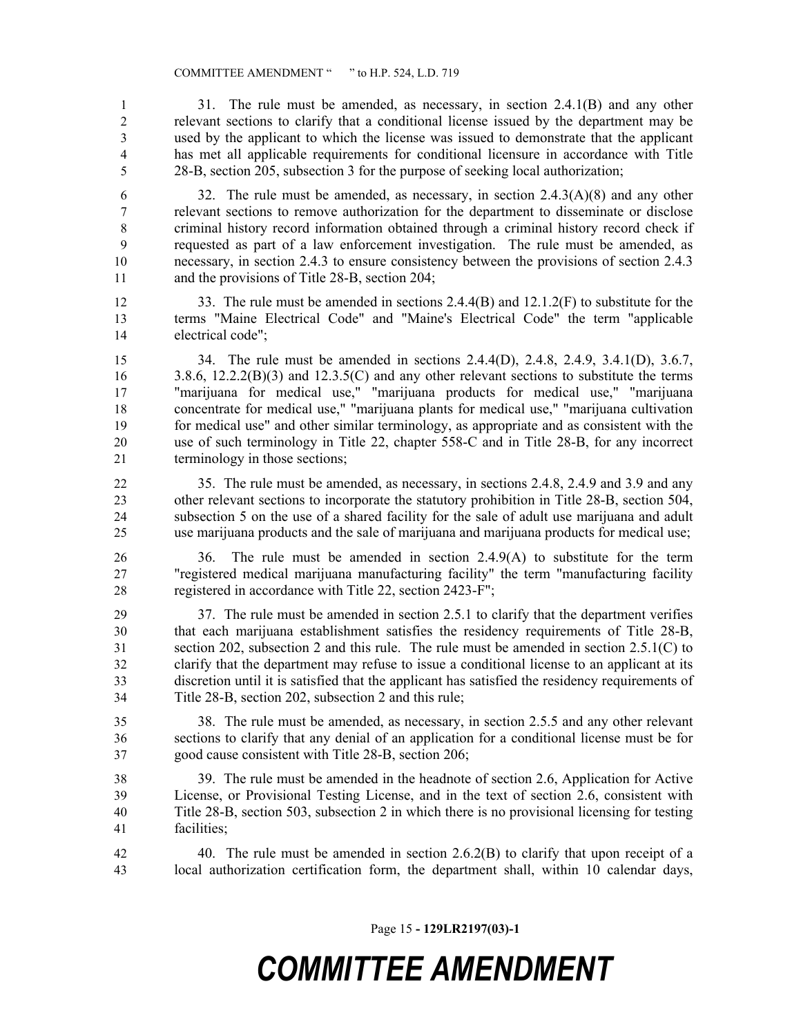31. The rule must be amended, as necessary, in section 2.4.1(B) and any other relevant sections to clarify that a conditional license issued by the department may be used by the applicant to which the license was issued to demonstrate that the applicant has met all applicable requirements for conditional licensure in accordance with Title 28-B, section 205, subsection 3 for the purpose of seeking local authorization;

32. The rule must be amended, as necessary, in section 2.4.3(A)(8) and any other relevant sections to remove authorization for the department to disseminate or disclose criminal history record information obtained through a criminal history record check if requested as part of a law enforcement investigation. The rule must be amended, as necessary, in section 2.4.3 to ensure consistency between the provisions of section 2.4.3 and the provisions of Title 28-B, section 204;

33. The rule must be amended in sections 2.4.4(B) and 12.1.2(F) to substitute for the terms "Maine Electrical Code" and "Maine's Electrical Code" the term "applicable electrical code";

34. The rule must be amended in sections 2.4.4(D), 2.4.8, 2.4.9, 3.4.1(D), 3.6.7, 3.8.6, 12.2.2(B)(3) and 12.3.5(C) and any other relevant sections to substitute the terms "marijuana for medical use," "marijuana products for medical use," "marijuana concentrate for medical use," "marijuana plants for medical use," "marijuana cultivation for medical use" and other similar terminology, as appropriate and as consistent with the use of such terminology in Title 22, chapter 558-C and in Title 28-B, for any incorrect terminology in those sections;

35. The rule must be amended, as necessary, in sections 2.4.8, 2.4.9 and 3.9 and any other relevant sections to incorporate the statutory prohibition in Title 28-B, section 504, subsection 5 on the use of a shared facility for the sale of adult use marijuana and adult use marijuana products and the sale of marijuana and marijuana products for medical use;

36. The rule must be amended in section 2.4.9(A) to substitute for the term "registered medical marijuana manufacturing facility" the term "manufacturing facility registered in accordance with Title 22, section 2423-F";

37. The rule must be amended in section 2.5.1 to clarify that the department verifies that each marijuana establishment satisfies the residency requirements of Title 28-B, section 202, subsection 2 and this rule. The rule must be amended in section 2.5.1(C) to clarify that the department may refuse to issue a conditional license to an applicant at its discretion until it is satisfied that the applicant has satisfied the residency requirements of Title 28-B, section 202, subsection 2 and this rule;

38. The rule must be amended, as necessary, in section 2.5.5 and any other relevant sections to clarify that any denial of an application for a conditional license must be for good cause consistent with Title 28-B, section 206;

39. The rule must be amended in the headnote of section 2.6, Application for Active License, or Provisional Testing License, and in the text of section 2.6, consistent with Title 28-B, section 503, subsection 2 in which there is no provisional licensing for testing facilities;

40. The rule must be amended in section 2.6.2(B) to clarify that upon receipt of a local authorization certification form, the department shall, within 10 calendar days,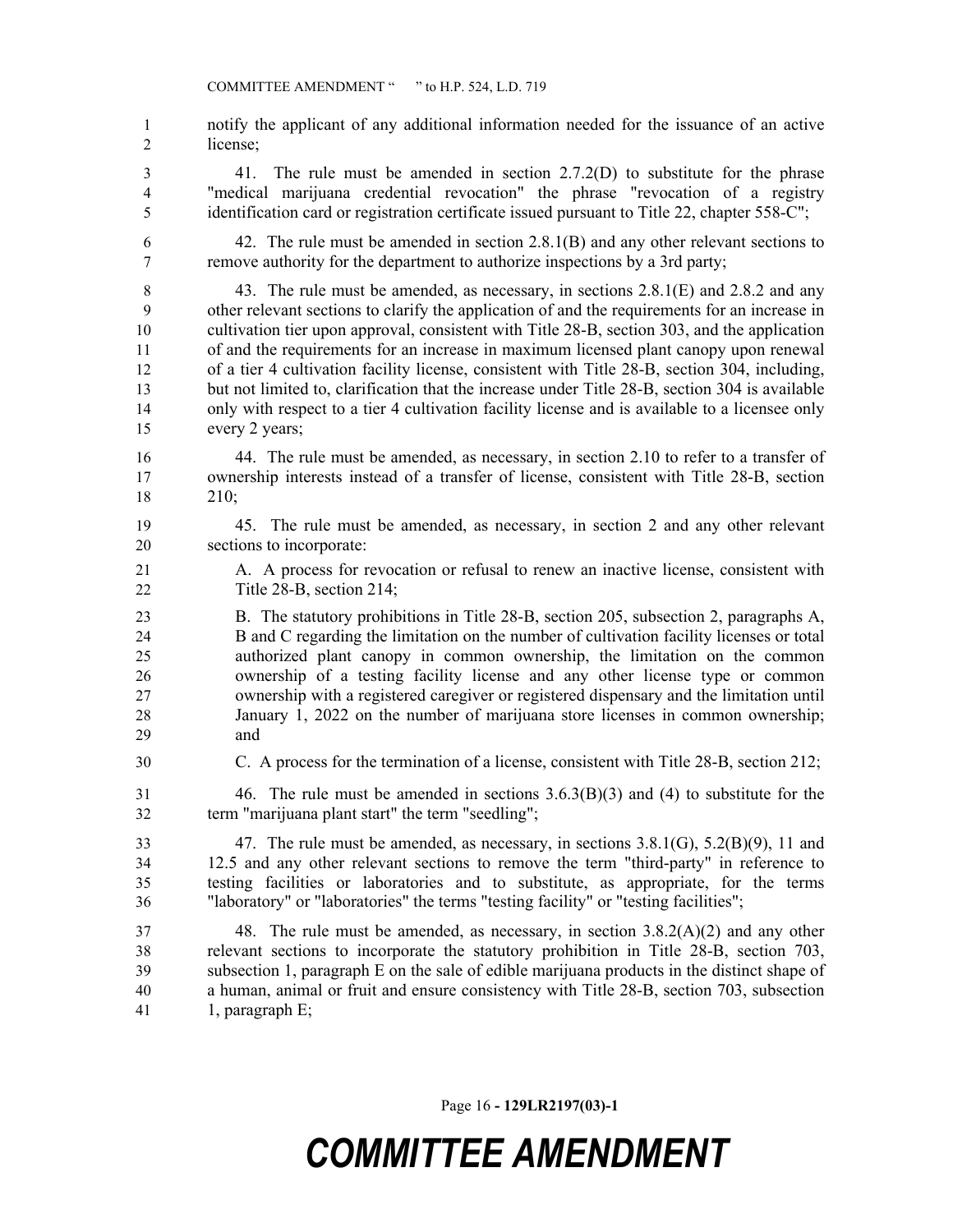notify the applicant of any additional information needed for the issuance of an active license;

41. The rule must be amended in section 2.7.2(D) to substitute for the phrase "medical marijuana credential revocation" the phrase "revocation of a registry identification card or registration certificate issued pursuant to Title 22, chapter 558-C";

42. The rule must be amended in section 2.8.1(B) and any other relevant sections to remove authority for the department to authorize inspections by a 3rd party;

43. The rule must be amended, as necessary, in sections 2.8.1(E) and 2.8.2 and any other relevant sections to clarify the application of and the requirements for an increase in cultivation tier upon approval, consistent with Title 28-B, section 303, and the application of and the requirements for an increase in maximum licensed plant canopy upon renewal of a tier 4 cultivation facility license, consistent with Title 28-B, section 304, including, but not limited to, clarification that the increase under Title 28-B, section 304 is available only with respect to a tier 4 cultivation facility license and is available to a licensee only every 2 years;

44. The rule must be amended, as necessary, in section 2.10 to refer to a transfer of ownership interests instead of a transfer of license, consistent with Title 28-B, section 210;

45. The rule must be amended, as necessary, in section 2 and any other relevant sections to incorporate:

A. A process for revocation or refusal to renew an inactive license, consistent with Title 28-B, section 214;

B. The statutory prohibitions in Title 28-B, section 205, subsection 2, paragraphs A, B and C regarding the limitation on the number of cultivation facility licenses or total authorized plant canopy in common ownership, the limitation on the common ownership of a testing facility license and any other license type or common ownership with a registered caregiver or registered dispensary and the limitation until January 1, 2022 on the number of marijuana store licenses in common ownership; and

C. A process for the termination of a license, consistent with Title 28-B, section 212;

46. The rule must be amended in sections 3.6.3(B)(3) and (4) to substitute for the term "marijuana plant start" the term "seedling";

47. The rule must be amended, as necessary, in sections 3.8.1(G), 5.2(B)(9), 11 and 12.5 and any other relevant sections to remove the term "third-party" in reference to testing facilities or laboratories and to substitute, as appropriate, for the terms "laboratory" or "laboratories" the terms "testing facility" or "testing facilities";

48. The rule must be amended, as necessary, in section 3.8.2(A)(2) and any other relevant sections to incorporate the statutory prohibition in Title 28-B, section 703, subsection 1, paragraph E on the sale of edible marijuana products in the distinct shape of a human, animal or fruit and ensure consistency with Title 28-B, section 703, subsection 1, paragraph E;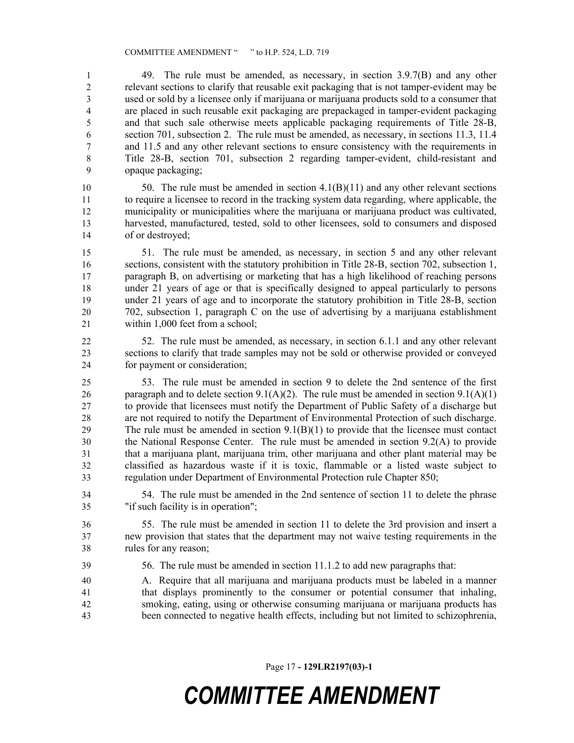49. The rule must be amended, as necessary, in section 3.9.7(B) and any other relevant sections to clarify that reusable exit packaging that is not tamper-evident may be used or sold by a licensee only if marijuana or marijuana products sold to a consumer that are placed in such reusable exit packaging are prepackaged in tamper-evident packaging and that such sale otherwise meets applicable packaging requirements of Title 28-B, section 701, subsection 2. The rule must be amended, as necessary, in sections 11.3, 11.4 and 11.5 and any other relevant sections to ensure consistency with the requirements in Title 28-B, section 701, subsection 2 regarding tamper-evident, child-resistant and opaque packaging;

50. The rule must be amended in section 4.1(B)(11) and any other relevant sections to require a licensee to record in the tracking system data regarding, where applicable, the municipality or municipalities where the marijuana or marijuana product was cultivated, harvested, manufactured, tested, sold to other licensees, sold to consumers and disposed of or destroyed;

51. The rule must be amended, as necessary, in section 5 and any other relevant sections, consistent with the statutory prohibition in Title 28-B, section 702, subsection 1, paragraph B, on advertising or marketing that has a high likelihood of reaching persons under 21 years of age or that is specifically designed to appeal particularly to persons under 21 years of age and to incorporate the statutory prohibition in Title 28-B, section 702, subsection 1, paragraph C on the use of advertising by a marijuana establishment within 1,000 feet from a school;

52. The rule must be amended, as necessary, in section 6.1.1 and any other relevant sections to clarify that trade samples may not be sold or otherwise provided or conveyed for payment or consideration;

53. The rule must be amended in section 9 to delete the 2nd sentence of the first paragraph and to delete section 9.1(A)(2). The rule must be amended in section 9.1(A)(1) to provide that licensees must notify the Department of Public Safety of a discharge but are not required to notify the Department of Environmental Protection of such discharge. The rule must be amended in section 9.1(B)(1) to provide that the licensee must contact the National Response Center. The rule must be amended in section 9.2(A) to provide that a marijuana plant, marijuana trim, other marijuana and other plant material may be classified as hazardous waste if it is toxic, flammable or a listed waste subject to regulation under Department of Environmental Protection rule Chapter 850;

54. The rule must be amended in the 2nd sentence of section 11 to delete the phrase "if such facility is in operation";

55. The rule must be amended in section 11 to delete the 3rd provision and insert a new provision that states that the department may not waive testing requirements in the rules for any reason;

56. The rule must be amended in section 11.1.2 to add new paragraphs that:

A. Require that all marijuana and marijuana products must be labeled in a manner that displays prominently to the consumer or potential consumer that inhaling, smoking, eating, using or otherwise consuming marijuana or marijuana products has been connected to negative health effects, including but not limited to schizophrenia,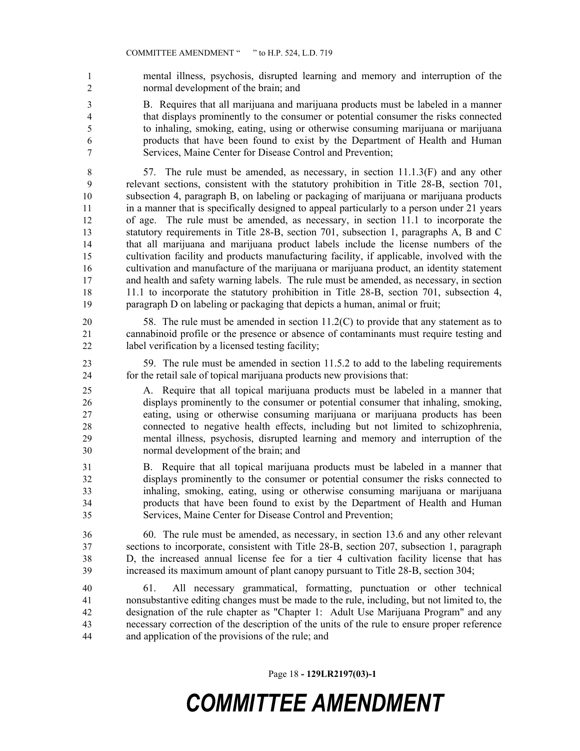mental illness, psychosis, disrupted learning and memory and interruption of the normal development of the brain; and

B. Requires that all marijuana and marijuana products must be labeled in a manner that displays prominently to the consumer or potential consumer the risks connected to inhaling, smoking, eating, using or otherwise consuming marijuana or marijuana products that have been found to exist by the Department of Health and Human Services, Maine Center for Disease Control and Prevention;

57. The rule must be amended, as necessary, in section 11.1.3(F) and any other relevant sections, consistent with the statutory prohibition in Title 28-B, section 701, subsection 4, paragraph B, on labeling or packaging of marijuana or marijuana products in a manner that is specifically designed to appeal particularly to a person under 21 years of age. The rule must be amended, as necessary, in section 11.1 to incorporate the statutory requirements in Title 28-B, section 701, subsection 1, paragraphs A, B and C that all marijuana and marijuana product labels include the license numbers of the cultivation facility and products manufacturing facility, if applicable, involved with the cultivation and manufacture of the marijuana or marijuana product, an identity statement and health and safety warning labels. The rule must be amended, as necessary, in section 11.1 to incorporate the statutory prohibition in Title 28-B, section 701, subsection 4, paragraph D on labeling or packaging that depicts a human, animal or fruit;

58. The rule must be amended in section 11.2(C) to provide that any statement as to cannabinoid profile or the presence or absence of contaminants must require testing and label verification by a licensed testing facility;

59. The rule must be amended in section 11.5.2 to add to the labeling requirements for the retail sale of topical marijuana products new provisions that:

A. Require that all topical marijuana products must be labeled in a manner that displays prominently to the consumer or potential consumer that inhaling, smoking, eating, using or otherwise consuming marijuana or marijuana products has been connected to negative health effects, including but not limited to, schizophrenia, mental illness, psychosis, disrupted learning and memory and interruption of the normal development of the brain; and

B. Require that all topical marijuana products must be labeled in a manner that displays prominently to the consumer or potential consumer the risks connected to inhaling, smoking, eating, using or otherwise consuming marijuana or marijuana products that have been found to exist by the Department of Health and Human Services, Maine Center for Disease Control and Prevention;

60. The rule must be amended, as necessary, in section 13.6 and any other relevant sections to incorporate, consistent with Title 28-B, section 207, subsection 1, paragraph D, the increased annual license fee for a tier 4 cultivation facility license that has increased its maximum amount of plant canopy pursuant to Title 28-B, section 304;

61. All necessary grammatical, formatting, punctuation or other technical nonsubstantive editing changes must be made to the rule, including, but not limited to, the designation of the rule chapter as "Chapter 1: Adult Use Marijuana Program" and any necessary correction of the description of the units of the rule to ensure proper reference and application of the provisions of the rule; and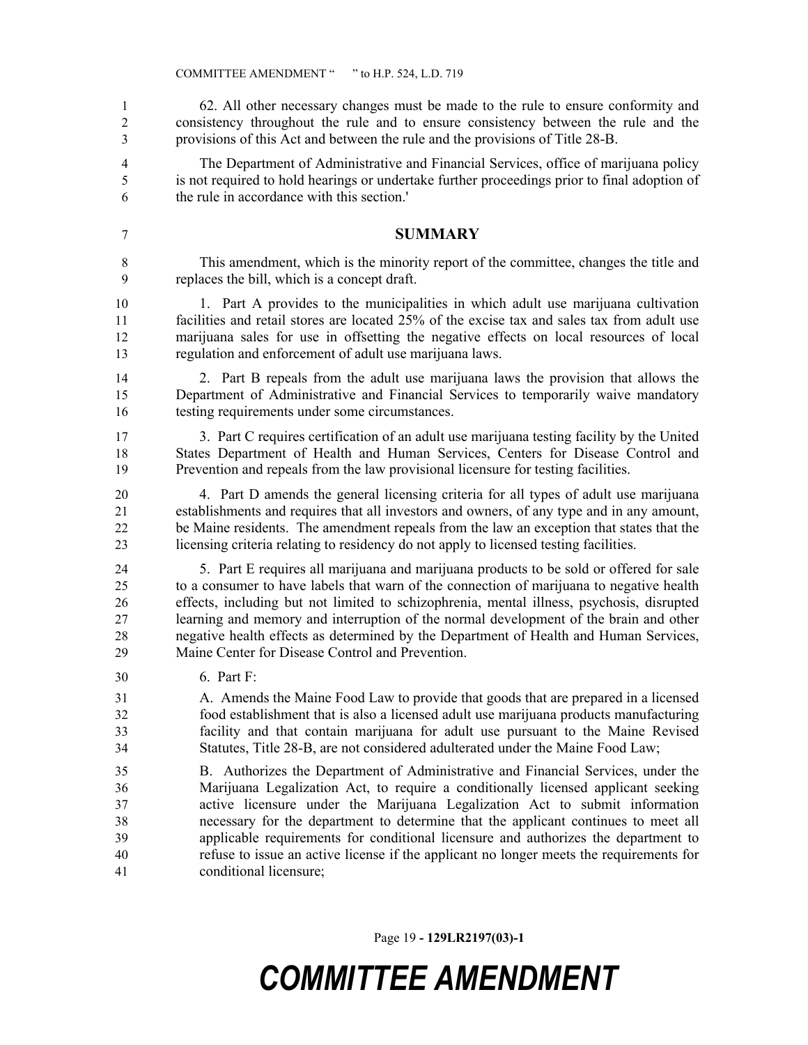62. All other necessary changes must be made to the rule to ensure conformity and consistency throughout the rule and to ensure consistency between the rule and the provisions of this Act and between the rule and the provisions of Title 28-B.

The Department of Administrative and Financial Services, office of marijuana policy is not required to hold hearings or undertake further proceedings prior to final adoption of the rule in accordance with this section.'

## SUMMARY

This amendment, which is the minority report of the committee, changes the title and replaces the bill, which is a concept draft.

1. Part A provides to the municipalities in which adult use marijuana cultivation facilities and retail stores are located 25% of the excise tax and sales tax from adult use marijuana sales for use in offsetting the negative effects on local resources of local regulation and enforcement of adult use marijuana laws.

2. Part B repeals from the adult use marijuana laws the provision that allows the Department of Administrative and Financial Services to temporarily waive mandatory testing requirements under some circumstances.

3. Part C requires certification of an adult use marijuana testing facility by the United States Department of Health and Human Services, Centers for Disease Control and Prevention and repeals from the law provisional licensure for testing facilities.

4. Part D amends the general licensing criteria for all types of adult use marijuana establishments and requires that all investors and owners, of any type and in any amount, be Maine residents. The amendment repeals from the law an exception that states that the licensing criteria relating to residency do not apply to licensed testing facilities.

5. Part E requires all marijuana and marijuana products to be sold or offered for sale to a consumer to have labels that warn of the connection of marijuana to negative health effects, including but not limited to schizophrenia, mental illness, psychosis, disrupted learning and memory and interruption of the normal development of the brain and other negative health effects as determined by the Department of Health and Human Services, Maine Center for Disease Control and Prevention.

6. Part F:

A. Amends the Maine Food Law to provide that goods that are prepared in a licensed food establishment that is also a licensed adult use marijuana products manufacturing facility and that contain marijuana for adult use pursuant to the Maine Revised Statutes, Title 28-B, are not considered adulterated under the Maine Food Law;

B. Authorizes the Department of Administrative and Financial Services, under the Marijuana Legalization Act, to require a conditionally licensed applicant seeking active licensure under the Marijuana Legalization Act to submit information necessary for the department to determine that the applicant continues to meet all applicable requirements for conditional licensure and authorizes the department to refuse to issue an active license if the applicant no longer meets the requirements for conditional licensure;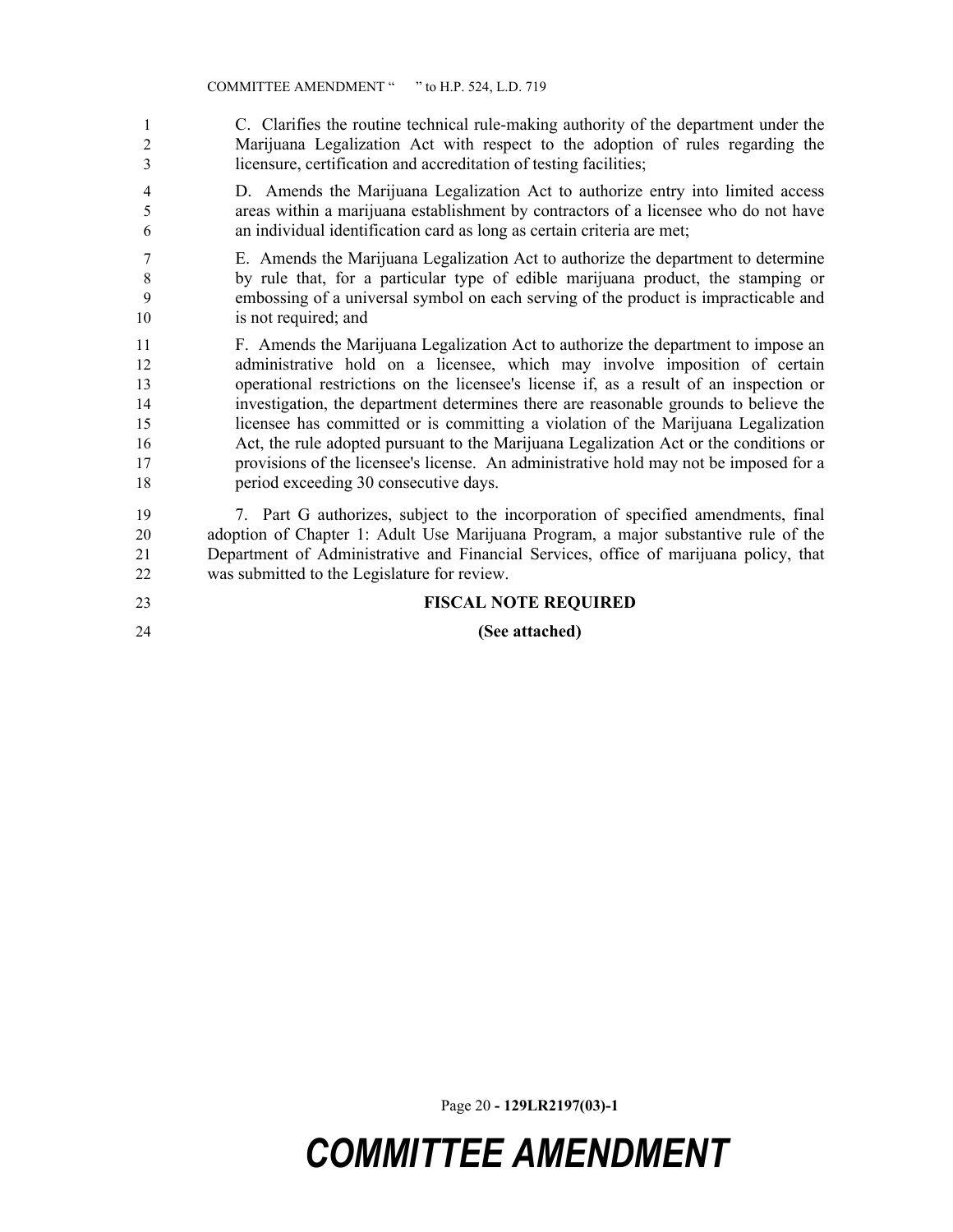C. Clarifies the routine technical rule-making authority of the department under the Marijuana Legalization Act with respect to the adoption of rules regarding the licensure, certification and accreditation of testing facilities;

D. Amends the Marijuana Legalization Act to authorize entry into limited access areas within a marijuana establishment by contractors of a licensee who do not have an individual identification card as long as certain criteria are met;

E. Amends the Marijuana Legalization Act to authorize the department to determine by rule that, for a particular type of edible marijuana product, the stamping or embossing of a universal symbol on each serving of the product is impracticable and is not required; and

F. Amends the Marijuana Legalization Act to authorize the department to impose an administrative hold on a licensee, which may involve imposition of certain operational restrictions on the licensee's license if, as a result of an inspection or investigation, the department determines there are reasonable grounds to believe the licensee has committed or is committing a violation of the Marijuana Legalization Act, the rule adopted pursuant to the Marijuana Legalization Act or the conditions or provisions of the licensee's license. An administrative hold may not be imposed for a period exceeding 30 consecutive days.

7. Part G authorizes, subject to the incorporation of specified amendments, final adoption of Chapter 1: Adult Use Marijuana Program, a major substantive rule of the Department of Administrative and Financial Services, office of marijuana policy, that was submitted to the Legislature for review.

**FISCAL NOTE REQUIRED**

**(See attached)**

# *COMMITTEE AMENDMENT*